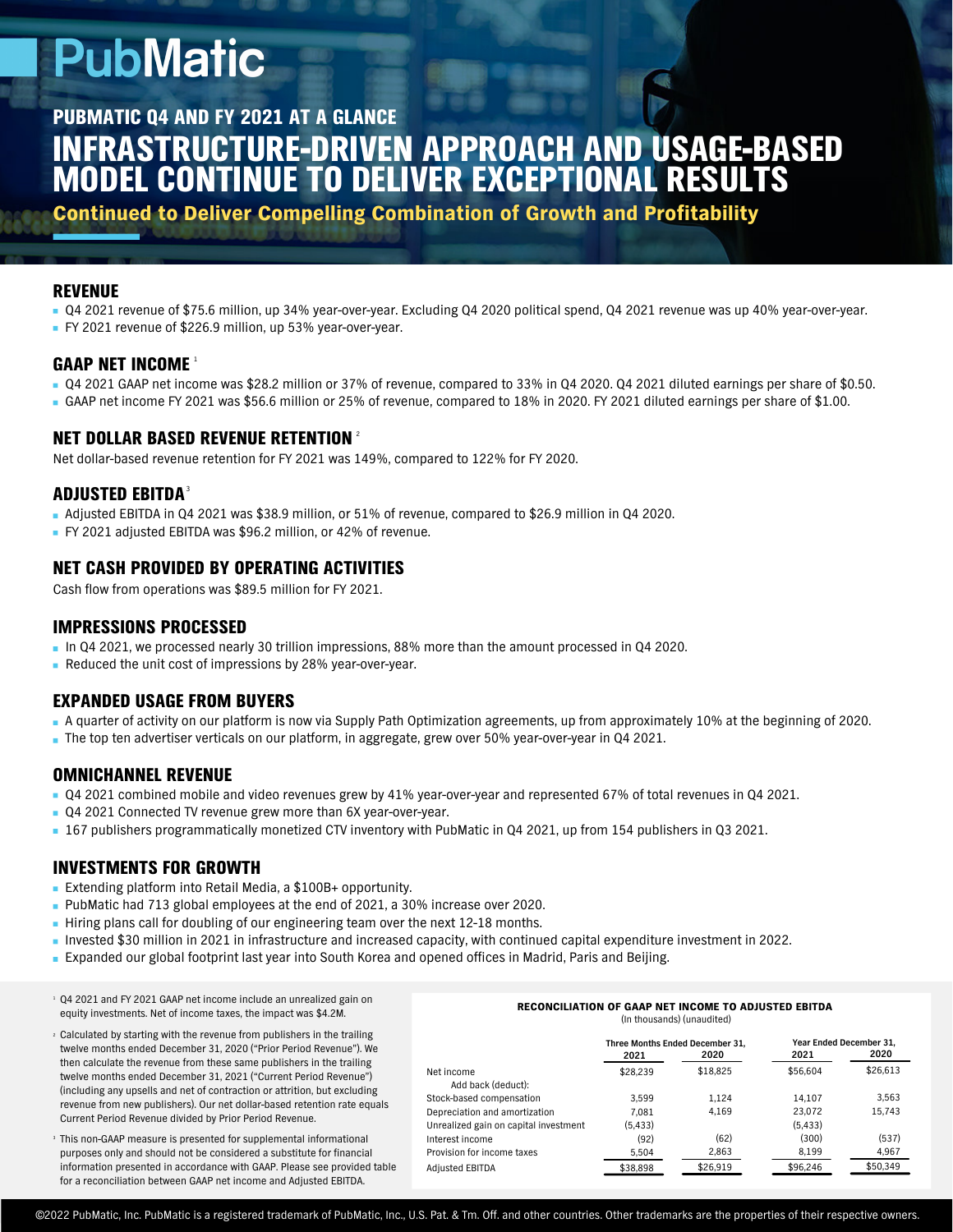# PubMatic

## PUBMATIC Q4 AND FY 2021 AT A GLANCE

# INFRASTRUCTURE-DRIVEN APPROACH AND USAGE-BASED MODEL CONTINUE TO DELIVER EXCEPTIONAL RESULTS

**Continued to Deliver Compelling Combination of Growth and Profitability**

### REVENUE

- Q4 2021 revenue of $75.6 million, up 34% year-over-year. Excluding Q4 2020 political spend, Q4 2021 revenue was up 40% year-over-year.
- FY 2021 revenue of $226.9 million, up 53% year-over-year.

### GAAP NET INCOME [1]

- Q4 2021 GAAP net income was $28.2 million or 37% of revenue, compared to 33% in Q4 2020. Q4 2021 diluted earnings per share of $0.50.
- GAAP net income FY 2021 was $56.6 million or 25% of revenue, compared to 18% in 2020. FY 2021 diluted earnings per share of $1.00.

### NET DOLLAR BASED REVENUE RETENTION [2]

Net dollar-based revenue retention for FY 2021 was 149%, compared to 122% for FY 2020.

### ADJUSTED EBITDA [3]

- Adjusted EBITDA in Q4 2021 was $38.9 million, or 51% of revenue, compared to $26.9 million in Q4 2020.
- FY 2021 adjusted EBITDA was $96.2 million, or 42% of revenue.

### NET CASH PROVIDED BY OPERATING ACTIVITIES

Cash flow from operations was $89.5 million for FY 2021.

### IMPRESSIONS PROCESSED

- In Q4 2021, we processed nearly 30 trillion impressions, 88% more than the amount processed in Q4 2020.
- Reduced the unit cost of impressions by 28% year-over-year.

### EXPANDED USAGE FROM BUYERS

- A quarter of activity on our platform is now via Supply Path Optimization agreements, up from approximately 10% at the beginning of 2020.
- The top ten advertiser verticals on our platform, in aggregate, grew over 50% year-over-year in Q4 2021.

### OMNICHANNEL REVENUE

- Q4 2021 combined mobile and video revenues grew by 41% year-over-year and represented 67% of total revenues in Q4 2021.
- Q4 2021 Connected TV revenue grew more than 6X year-over-year.
- 167 publishers programmatically monetized CTV inventory with PubMatic in Q4 2021, up from 154 publishers in Q3 2021.

### INVESTMENTS FOR GROWTH

- Extending platform into Retail Media, a $100B+ opportunity.
- PubMatic had 713 global employees at the end of 2021, a 30% increase over 2020.
- Hiring plans call for doubling of our engineering team over the next 12-18 months.
- Invested $30 million in 2021 in infrastructure and increased capacity, with continued capital expenditure investment in 2022.
- Expanded our global footprint last year into South Korea and opened offices in Madrid, Paris and Beijing.

[1] Q4 2021 and FY 2021 GAAP net income include an unrealized gain on equity investments. Net of income taxes, the impact was $4.2M.

[2] Calculated by starting with the revenue from publishers in the trailing twelve months ended December 31, 2020 ("Prior Period Revenue"). We then calculate the revenue from these same publishers in the trailing twelve months ended December 31, 2021 ("Current Period Revenue") (including any upsells and net of contraction or attrition, but excluding revenue from new publishers). Our net dollar-based retention rate equals Current Period Revenue divided by Prior Period Revenue.

[3] This non-GAAP measure is presented for supplemental informational purposes only and should not be considered a substitute for financial information presented in accordance with GAAP. Please see provided table for a reconciliation between GAAP net income and Adjusted EBITDA.

**RECONCILIATION OF GAAP NET INCOME TO ADJUSTED EBITDA**
(In thousands) (unaudited)

| | Three Months Ended December 31, | | Year Ended December 31, | |
|---|---|---|---|---|
| | 2021 | 2020 | 2021 | 2020 |
| Net income | $28,239 | $18,825 | $56,604 | $26,613 |
| Add back (deduct): | | | | |
| Stock-based compensation | 3,599 | 1,124 | 14,107 | 3,563 |
| Depreciation and amortization | 7,081 | 4,169 | 23,072 | 15,743 |
| Unrealized gain on capital investment | (5,433) | | (5,433) | |
| Interest income | (92) | (62) | (300) | (537) |
| Provision for income taxes | 5,504 | 2,863 | 8,199 | 4,967 |
| Adjusted EBITDA | $38,898 | $26,919 | $96,246 | $50,349 |

©2022 PubMatic, Inc. PubMatic is a registered trademark of PubMatic, Inc., U.S. Pat. & Tm. Off. and other countries. Other trademarks are the properties of their respective owners.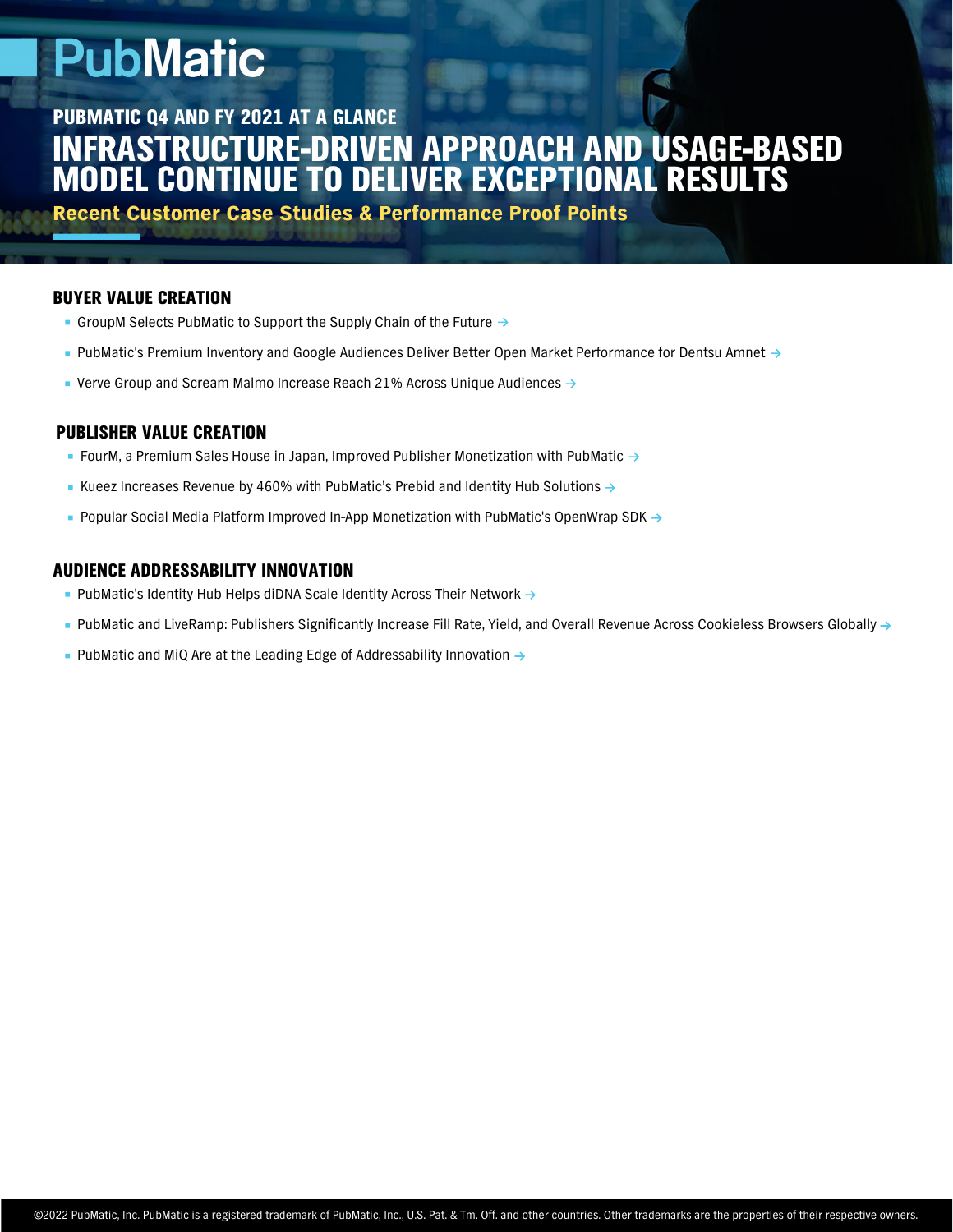# PubMatic

## PUBMATIC Q4 AND FY 2021 AT A GLANCE

# INFRASTRUCTURE-DRIVEN APPROACH AND USAGE-BASED MODEL CONTINUE TO DELIVER EXCEPTIONAL RESULTS

**Recent Customer Case Studies & Performance Proof Points**

## BUYER VALUE CREATION

- GroupM Selects PubMatic to Support the Supply Chain of the Future →
- PubMatic's Premium Inventory and Google Audiences Deliver Better Open Market Performance for Dentsu Amnet →
- Verve Group and Scream Malmo Increase Reach 21% Across Unique Audiences →

## PUBLISHER VALUE CREATION

- FourM, a Premium Sales House in Japan, Improved Publisher Monetization with PubMatic →
- Kueez Increases Revenue by 460% with PubMatic's Prebid and Identity Hub Solutions →
- Popular Social Media Platform Improved In-App Monetization with PubMatic's OpenWrap SDK →

## AUDIENCE ADDRESSABILITY INNOVATION

- PubMatic's Identity Hub Helps diDNA Scale Identity Across Their Network →
- PubMatic and LiveRamp: Publishers Significantly Increase Fill Rate, Yield, and Overall Revenue Across Cookieless Browsers Globally →
- PubMatic and MiQ Are at the Leading Edge of Addressability Innovation →

©2022 PubMatic, Inc. PubMatic is a registered trademark of PubMatic, Inc., U.S. Pat. & Tm. Off. and other countries. Other trademarks are the properties of their respective owners.